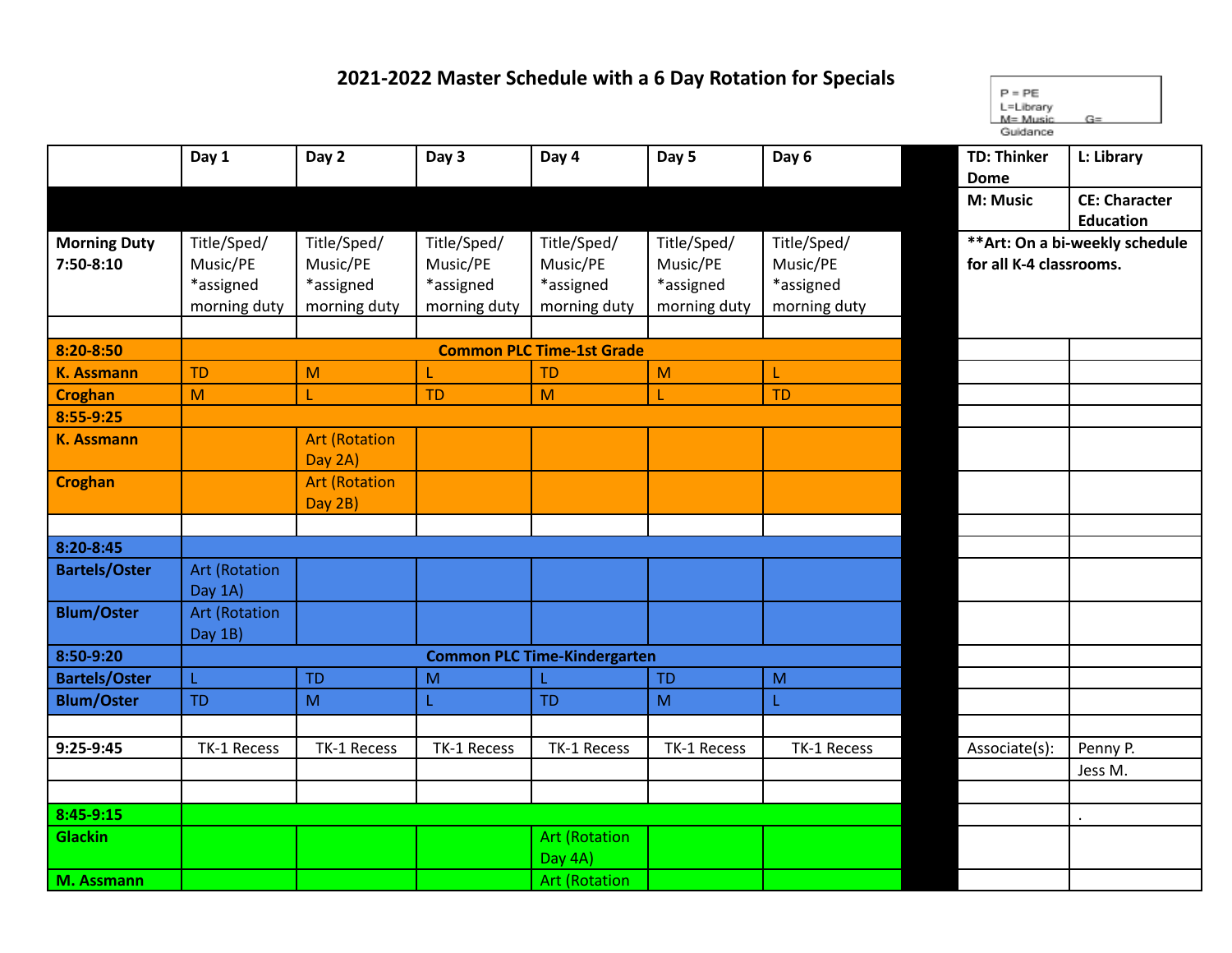# 2021-2022 Master Schedule with a 6 Day Rotation for Specials

P = PE
L=Library
M= Music G=
Guidance

| | Day 1 | Day 2 | Day 3 | Day 4 | Day 5 | Day 6 | | TD: Thinker Dome | L: Library |
|---|---|---|---|---|---|---|---|---|---|
| | | | | | | | | M: Music | CE: Character Education |
| Morning Duty 7:50-8:10 | Title/Sped/ Music/PE *assigned morning duty | Title/Sped/ Music/PE *assigned morning duty | Title/Sped/ Music/PE *assigned morning duty | Title/Sped/ Music/PE *assigned morning duty | Title/Sped/ Music/PE *assigned morning duty | Title/Sped/ Music/PE *assigned morning duty | | **Art: On a bi-weekly schedule for all K-4 classrooms. | |
| | | | | | | | | | |
| 8:20-8:50 | Common PLC Time-1st Grade | | | | | | | | |
| K. Assmann | TD | M | L | TD | M | L | | | |
| Croghan | M | L | TD | M | L | TD | | | |
| 8:55-9:25 | | | | | | | | | |
| K. Assmann | | Art (Rotation Day 2A) | | | | | | | |
| Croghan | | Art (Rotation Day 2B) | | | | | | | |
| | | | | | | | | | |
| 8:20-8:45 | | | | | | | | | |
| Bartels/Oster | Art (Rotation Day 1A) | | | | | | | | |
| Blum/Oster | Art (Rotation Day 1B) | | | | | | | | |
| 8:50-9:20 | Common PLC Time-Kindergarten | | | | | | | | |
| Bartels/Oster | L | TD | M | L | TD | M | | | |
| Blum/Oster | TD | M | L | TD | M | L | | | |
| | | | | | | | | | |
| 9:25-9:45 | TK-1 Recess | TK-1 Recess | TK-1 Recess | TK-1 Recess | TK-1 Recess | TK-1 Recess | | Associate(s): | Penny P. |
| | | | | | | | | | Jess M. |
| | | | | | | | | | |
| 8:45-9:15 | | | | | | | | | . |
| Glackin | | | | Art (Rotation Day 4A) | | | | | |
| M. Assmann | | | | Art (Rotation | | | | | |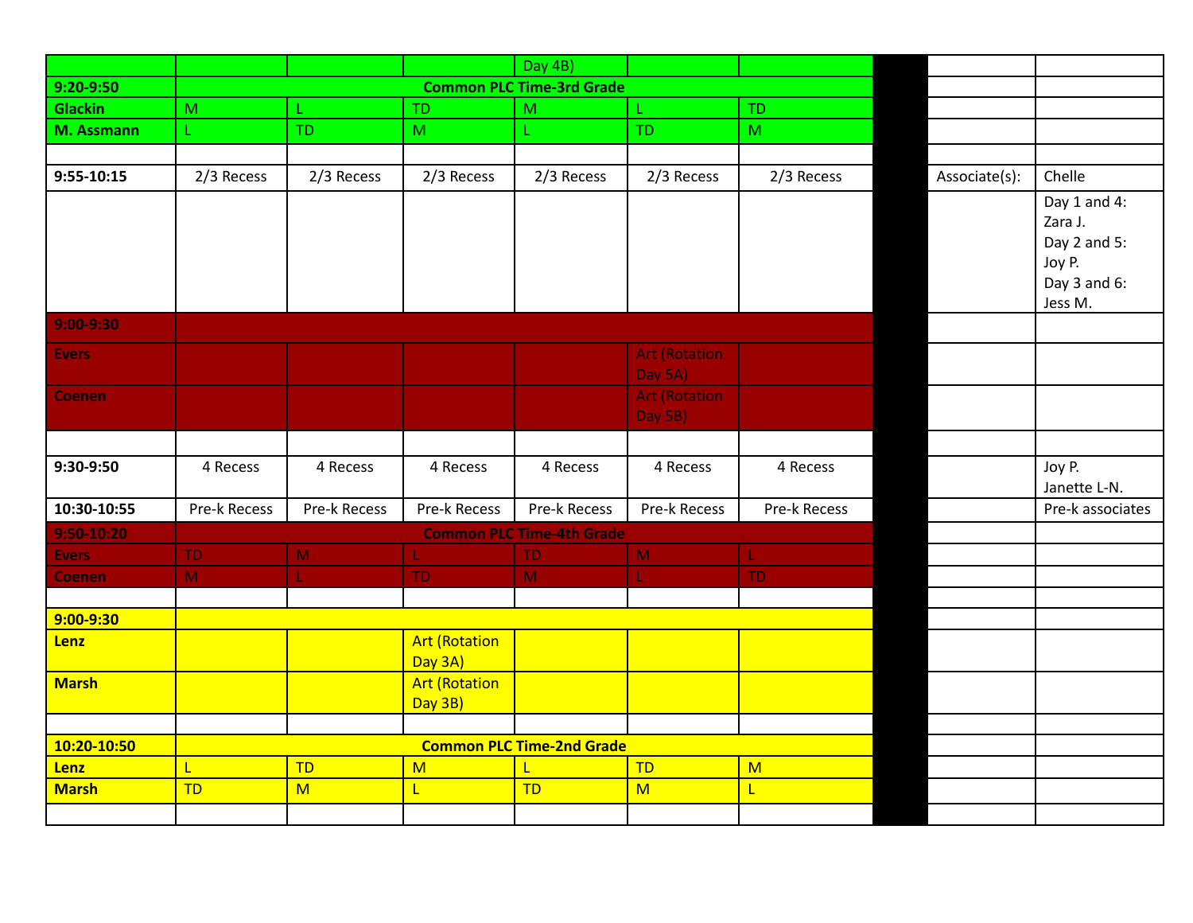| | | | | | | | | | |
|---|---|---|---|---|---|---|---|---|---|
| | | | | Day 4B) | | | | | |
| 9:20-9:50 | Common PLC Time-3rd Grade | | | | | | | | |
| Glackin | M | L | TD | M | L | TD | | | |
| M. Assmann | L | TD | M | L | TD | M | | | |
| | | | | | | | | | |
| 9:55-10:15 | 2/3 Recess | 2/3 Recess | 2/3 Recess | 2/3 Recess | 2/3 Recess | 2/3 Recess | | Associate(s): | Chelle |
| | | | | | | | | | Day 1 and 4: Zara J. Day 2 and 5: Joy P. Day 3 and 6: Jess M. |
| 9:00-9:30 | | | | | | | | | |
| Evers | | | | | Art (Rotation Day 5A) | | | | |
| Coenen | | | | | Art (Rotation Day 5B) | | | | |
| | | | | | | | | | |
| 9:30-9:50 | 4 Recess | 4 Recess | 4 Recess | 4 Recess | 4 Recess | 4 Recess | | | Joy P. Janette L-N. |
| 10:30-10:55 | Pre-k Recess | Pre-k Recess | Pre-k Recess | Pre-k Recess | Pre-k Recess | Pre-k Recess | | | Pre-k associates |
| 9:50-10:20 | Common PLC Time-4th Grade | | | | | | | | |
| Evers | TD | M | L | TD | M | L | | | |
| Coenen | M | L | TD | M | L | TD | | | |
| | | | | | | | | | |
| 9:00-9:30 | | | | | | | | | |
| Lenz | | | Art (Rotation Day 3A) | | | | | | |
| Marsh | | | Art (Rotation Day 3B) | | | | | | |
| | | | | | | | | | |
| 10:20-10:50 | Common PLC Time-2nd Grade | | | | | | | | |
| Lenz | L | TD | M | L | TD | M | | | |
| Marsh | TD | M | L | TD | M | L | | | |
| | | | | | | | | | |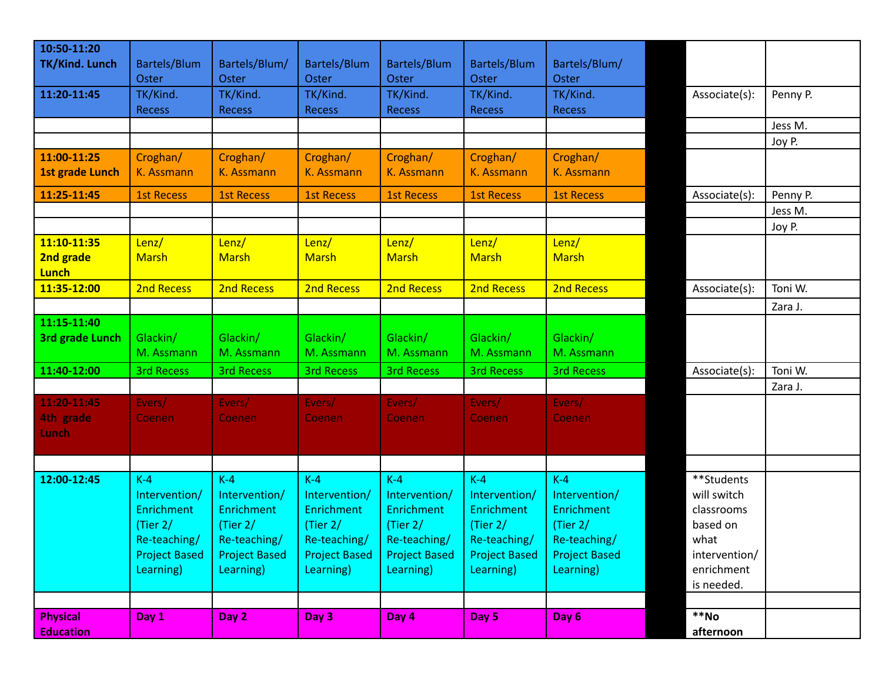| **10:50-11:20 TK/Kind. Lunch** | Bartels/Blum Oster | Bartels/Blum/ Oster | Bartels/Blum Oster | Bartels/Blum Oster | Bartels/Blum Oster | Bartels/Blum/ Oster | | | |
|---|---|---|---|---|---|---|---|---|---|
| **11:20-11:45** | TK/Kind. Recess | TK/Kind. Recess | TK/Kind. Recess | TK/Kind. Recess | TK/Kind. Recess | TK/Kind. Recess | | Associate(s): | Penny P. |
| | | | | | | | | | Jess M. |
| | | | | | | | | | Joy P. |
| **11:00-11:25 1st grade Lunch** | Croghan/ K. Assmann | Croghan/ K. Assmann | Croghan/ K. Assmann | Croghan/ K. Assmann | Croghan/ K. Assmann | Croghan/ K. Assmann | | | |
| **11:25-11:45** | 1st Recess | 1st Recess | 1st Recess | 1st Recess | 1st Recess | 1st Recess | | Associate(s): | Penny P. |
| | | | | | | | | | Jess M. |
| | | | | | | | | | Joy P. |
| **11:10-11:35 2nd grade Lunch** | Lenz/ Marsh | Lenz/ Marsh | Lenz/ Marsh | Lenz/ Marsh | Lenz/ Marsh | Lenz/ Marsh | | | |
| **11:35-12:00** | 2nd Recess | 2nd Recess | 2nd Recess | 2nd Recess | 2nd Recess | 2nd Recess | | Associate(s): | Toni W. |
| | | | | | | | | | Zara J. |
| **11:15-11:40 3rd grade Lunch** | Glackin/ M. Assmann | Glackin/ M. Assmann | Glackin/ M. Assmann | Glackin/ M. Assmann | Glackin/ M. Assmann | Glackin/ M. Assmann | | | |
| **11:40-12:00** | 3rd Recess | 3rd Recess | 3rd Recess | 3rd Recess | 3rd Recess | 3rd Recess | | Associate(s): | Toni W. |
| | | | | | | | | | Zara J. |
| **11:20-11:45 4th grade Lunch** | Evers/ Coenen | Evers/ Coenen | Evers/ Coenen | Evers/ Coenen | Evers/ Coenen | Evers/ Coenen | | | |
| | | | | | | | | | |
| **12:00-12:45** | K-4 Intervention/ Enrichment (Tier 2/ Re-teaching/ Project Based Learning) | K-4 Intervention/ Enrichment (Tier 2/ Re-teaching/ Project Based Learning) | K-4 Intervention/ Enrichment (Tier 2/ Re-teaching/ Project Based Learning) | K-4 Intervention/ Enrichment (Tier 2/ Re-teaching/ Project Based Learning) | K-4 Intervention/ Enrichment (Tier 2/ Re-teaching/ Project Based Learning) | K-4 Intervention/ Enrichment (Tier 2/ Re-teaching/ Project Based Learning) | | **Students will switch classrooms based on what intervention/ enrichment is needed. | |
| | | | | | | | | | |
| **Physical Education** | **Day 1** | **Day 2** | **Day 3** | **Day 4** | **Day 5** | **Day 6** | | **No afternoon** | |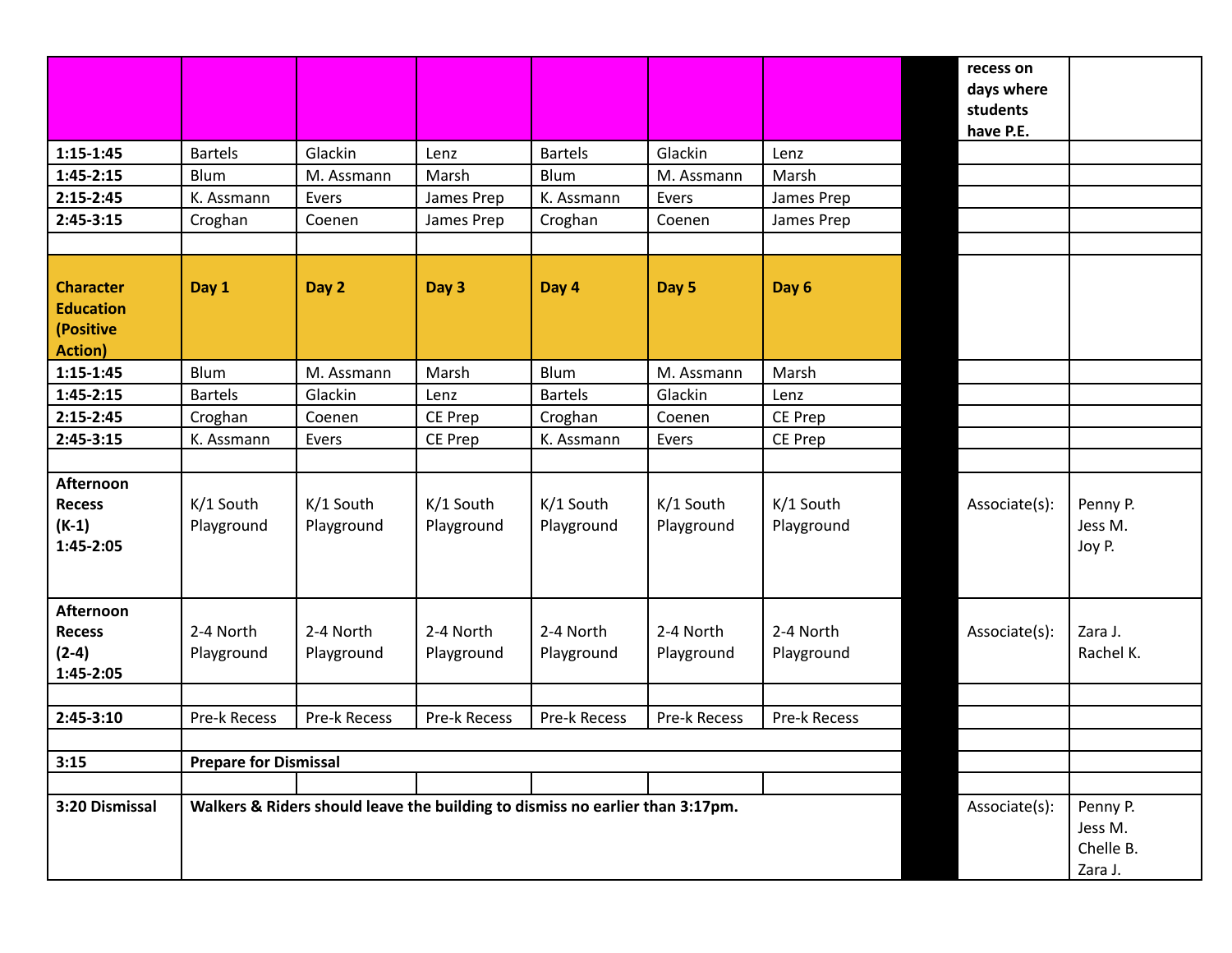| | | | | | | | | recess on days where students have P.E. | |
|---|---|---|---|---|---|---|---|---|---|
| 1:15-1:45 | Bartels | Glackin | Lenz | Bartels | Glackin | Lenz | | | |
| 1:45-2:15 | Blum | M. Assmann | Marsh | Blum | M. Assmann | Marsh | | | |
| 2:15-2:45 | K. Assmann | Evers | James Prep | K. Assmann | Evers | James Prep | | | |
| 2:45-3:15 | Croghan | Coenen | James Prep | Croghan | Coenen | James Prep | | | |
| | | | | | | | | | |
| **Character Education (Positive Action)** | **Day 1** | **Day 2** | **Day 3** | **Day 4** | **Day 5** | **Day 6** | | | |
| 1:15-1:45 | Blum | M. Assmann | Marsh | Blum | M. Assmann | Marsh | | | |
| 1:45-2:15 | Bartels | Glackin | Lenz | Bartels | Glackin | Lenz | | | |
| 2:15-2:45 | Croghan | Coenen | CE Prep | Croghan | Coenen | CE Prep | | | |
| 2:45-3:15 | K. Assmann | Evers | CE Prep | K. Assmann | Evers | CE Prep | | | |
| | | | | | | | | | |
| **Afternoon Recess (K-1) 1:45-2:05** | K/1 South Playground | K/1 South Playground | K/1 South Playground | K/1 South Playground | K/1 South Playground | K/1 South Playground | | Associate(s): | Penny P. Jess M. Joy P. |
| **Afternoon Recess (2-4) 1:45-2:05** | 2-4 North Playground | 2-4 North Playground | 2-4 North Playground | 2-4 North Playground | 2-4 North Playground | 2-4 North Playground | | Associate(s): | Zara J. Rachel K. |
| | | | | | | | | | |
| **2:45-3:10** | Pre-k Recess | Pre-k Recess | Pre-k Recess | Pre-k Recess | Pre-k Recess | Pre-k Recess | | | |
| | | | | | | | | | |
| **3:15** | **Prepare for Dismissal** | | | | | | | | |
| | | | | | | | | | |
| **3:20 Dismissal** | **Walkers & Riders should leave the building to dismiss no earlier than 3:17pm.** | | | | | | | Associate(s): | Penny P. Jess M. Chelle B. Zara J. |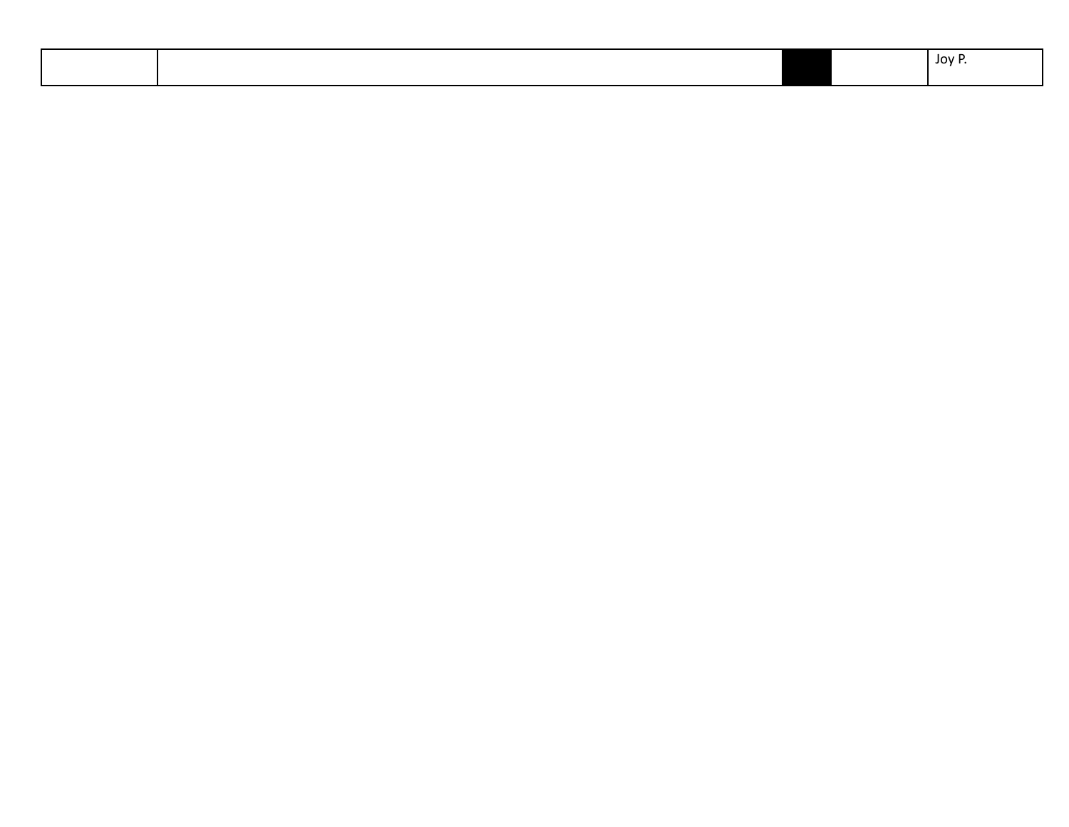| | | | | |
|---|---|---|---|---|
| | | | | Joy P. |